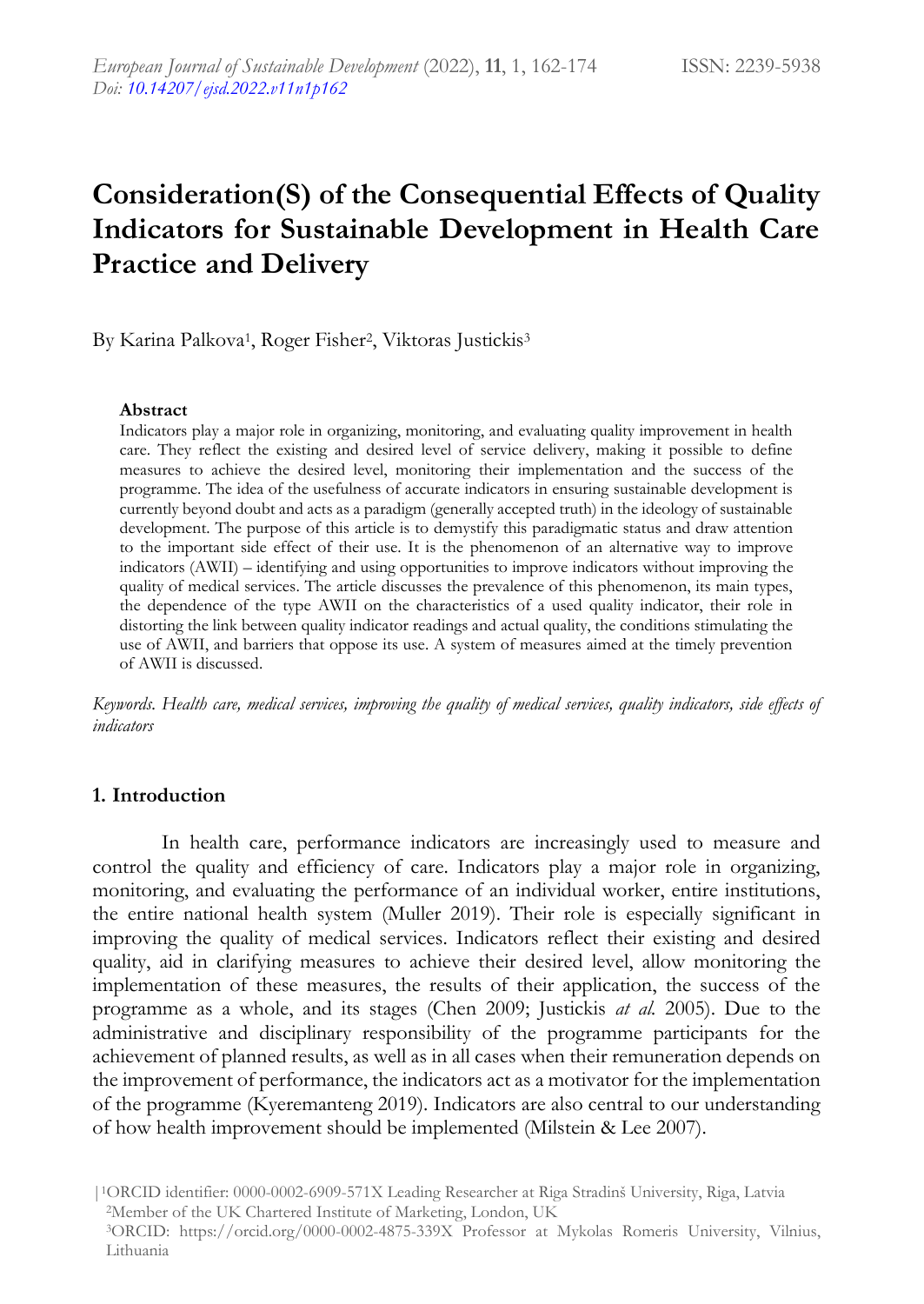# Consideration(S) of the Consequential Effects of Quality Indicators for Sustainable Development in Health Care Practice and Delivery

By Karina Palkova[1], Roger Fisher[2], Viktoras Justickis[3]

**Abstract**

Indicators play a major role in organizing, monitoring, and evaluating quality improvement in health care. They reflect the existing and desired level of service delivery, making it possible to define measures to achieve the desired level, monitoring their implementation and the success of the programme. The idea of the usefulness of accurate indicators in ensuring sustainable development is currently beyond doubt and acts as a paradigm (generally accepted truth) in the ideology of sustainable development. The purpose of this article is to demystify this paradigmatic status and draw attention to the important side effect of their use. It is the phenomenon of an alternative way to improve indicators (AWII) – identifying and using opportunities to improve indicators without improving the quality of medical services. The article discusses the prevalence of this phenomenon, its main types, the dependence of the type AWII on the characteristics of a used quality indicator, their role in distorting the link between quality indicator readings and actual quality, the conditions stimulating the use of AWII, and barriers that oppose its use. A system of measures aimed at the timely prevention of AWII is discussed.

*Keywords. Health care, medical services, improving the quality of medical services, quality indicators, side effects of indicators*

## 1. Introduction

In health care, performance indicators are increasingly used to measure and control the quality and efficiency of care. Indicators play a major role in organizing, monitoring, and evaluating the performance of an individual worker, entire institutions, the entire national health system (Muller 2019). Their role is especially significant in improving the quality of medical services. Indicators reflect their existing and desired quality, aid in clarifying measures to achieve their desired level, allow monitoring the implementation of these measures, the results of their application, the success of the programme as a whole, and its stages (Chen 2009; Justickis *at al.* 2005). Due to the administrative and disciplinary responsibility of the programme participants for the achievement of planned results, as well as in all cases when their remuneration depends on the improvement of performance, the indicators act as a motivator for the implementation of the programme (Kyeremanteng 2019). Indicators are also central to our understanding of how health improvement should be implemented (Milstein & Lee 2007).

[1]ORCID identifier: 0000-0002-6909-571X Leading Researcher at Riga Stradinš University, Riga, Latvia
[2]Member of the UK Chartered Institute of Marketing, London, UK
[3]ORCID: https://orcid.org/0000-0002-4875-339X Professor at Mykolas Romeris University, Vilnius, Lithuania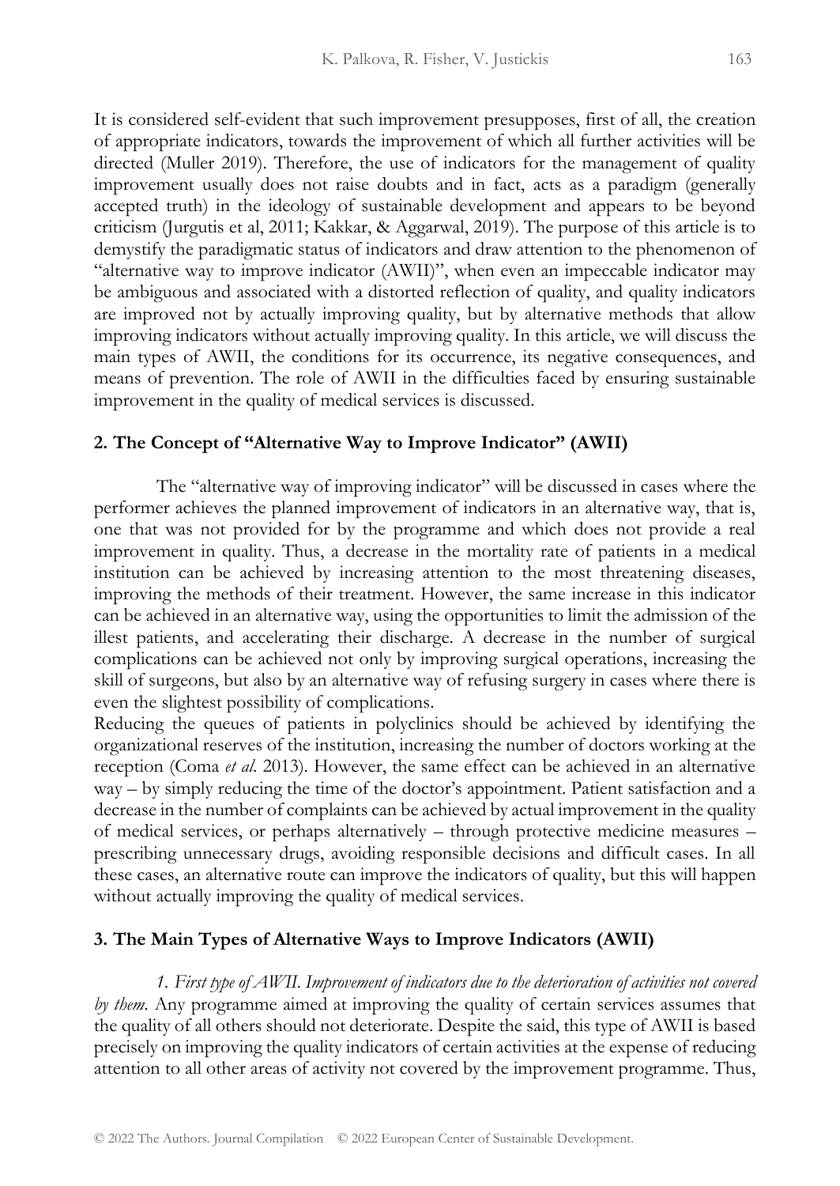It is considered self-evident that such improvement presupposes, first of all, the creation of appropriate indicators, towards the improvement of which all further activities will be directed (Muller 2019). Therefore, the use of indicators for the management of quality improvement usually does not raise doubts and in fact, acts as a paradigm (generally accepted truth) in the ideology of sustainable development and appears to be beyond criticism (Jurgutis et al, 2011; Kakkar, & Aggarwal, 2019). The purpose of this article is to demystify the paradigmatic status of indicators and draw attention to the phenomenon of "alternative way to improve indicator (AWII)", when even an impeccable indicator may be ambiguous and associated with a distorted reflection of quality, and quality indicators are improved not by actually improving quality, but by alternative methods that allow improving indicators without actually improving quality. In this article, we will discuss the main types of AWII, the conditions for its occurrence, its negative consequences, and means of prevention. The role of AWII in the difficulties faced by ensuring sustainable improvement in the quality of medical services is discussed.

## 2. The Concept of "Alternative Way to Improve Indicator" (AWII)

The "alternative way of improving indicator" will be discussed in cases where the performer achieves the planned improvement of indicators in an alternative way, that is, one that was not provided for by the programme and which does not provide a real improvement in quality. Thus, a decrease in the mortality rate of patients in a medical institution can be achieved by increasing attention to the most threatening diseases, improving the methods of their treatment. However, the same increase in this indicator can be achieved in an alternative way, using the opportunities to limit the admission of the illest patients, and accelerating their discharge. A decrease in the number of surgical complications can be achieved not only by improving surgical operations, increasing the skill of surgeons, but also by an alternative way of refusing surgery in cases where there is even the slightest possibility of complications.

Reducing the queues of patients in polyclinics should be achieved by identifying the organizational reserves of the institution, increasing the number of doctors working at the reception (Coma *et al.* 2013). However, the same effect can be achieved in an alternative way – by simply reducing the time of the doctor's appointment. Patient satisfaction and a decrease in the number of complaints can be achieved by actual improvement in the quality of medical services, or perhaps alternatively – through protective medicine measures – prescribing unnecessary drugs, avoiding responsible decisions and difficult cases. In all these cases, an alternative route can improve the indicators of quality, but this will happen without actually improving the quality of medical services.

## 3. The Main Types of Alternative Ways to Improve Indicators (AWII)

*1. First type of AWII. Improvement of indicators due to the deterioration of activities not covered by them.* Any programme aimed at improving the quality of certain services assumes that the quality of all others should not deteriorate. Despite the said, this type of AWII is based precisely on improving the quality indicators of certain activities at the expense of reducing attention to all other areas of activity not covered by the improvement programme. Thus,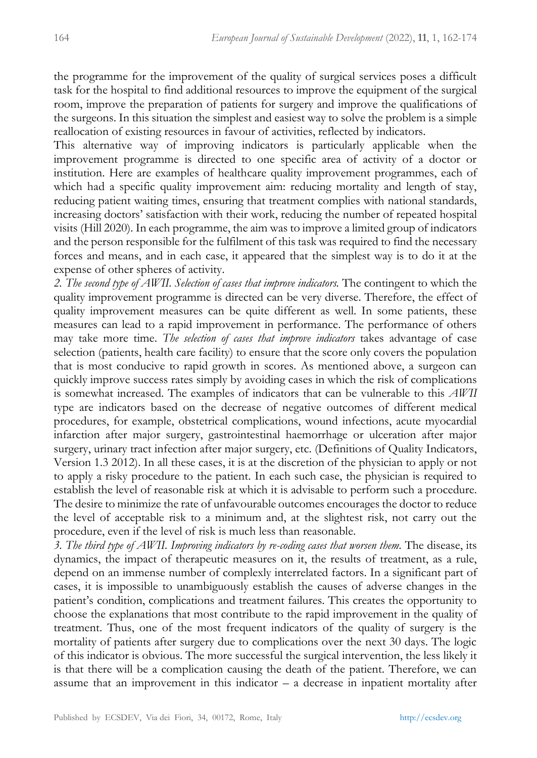the programme for the improvement of the quality of surgical services poses a difficult task for the hospital to find additional resources to improve the equipment of the surgical room, improve the preparation of patients for surgery and improve the qualifications of the surgeons. In this situation the simplest and easiest way to solve the problem is a simple reallocation of existing resources in favour of activities, reflected by indicators.

This alternative way of improving indicators is particularly applicable when the improvement programme is directed to one specific area of activity of a doctor or institution. Here are examples of healthcare quality improvement programmes, each of which had a specific quality improvement aim: reducing mortality and length of stay, reducing patient waiting times, ensuring that treatment complies with national standards, increasing doctors' satisfaction with their work, reducing the number of repeated hospital visits (Hill 2020). In each programme, the aim was to improve a limited group of indicators and the person responsible for the fulfilment of this task was required to find the necessary forces and means, and in each case, it appeared that the simplest way is to do it at the expense of other spheres of activity.

*2. The second type of AWII. Selection of cases that improve indicators.* The contingent to which the quality improvement programme is directed can be very diverse. Therefore, the effect of quality improvement measures can be quite different as well. In some patients, these measures can lead to a rapid improvement in performance. The performance of others may take more time. *The selection of cases that improve indicators* takes advantage of case selection (patients, health care facility) to ensure that the score only covers the population that is most conducive to rapid growth in scores. As mentioned above, a surgeon can quickly improve success rates simply by avoiding cases in which the risk of complications is somewhat increased. The examples of indicators that can be vulnerable to this *AWII* type are indicators based on the decrease of negative outcomes of different medical procedures, for example, obstetrical complications, wound infections, acute myocardial infarction after major surgery, gastrointestinal haemorrhage or ulceration after major surgery, urinary tract infection after major surgery, etc. (Definitions of Quality Indicators, Version 1.3 2012). In all these cases, it is at the discretion of the physician to apply or not to apply a risky procedure to the patient. In each such case, the physician is required to establish the level of reasonable risk at which it is advisable to perform such a procedure. The desire to minimize the rate of unfavourable outcomes encourages the doctor to reduce the level of acceptable risk to a minimum and, at the slightest risk, not carry out the procedure, even if the level of risk is much less than reasonable.

*3. The third type of AWII. Improving indicators by re-coding cases that worsen them.* The disease, its dynamics, the impact of therapeutic measures on it, the results of treatment, as a rule, depend on an immense number of complexly interrelated factors. In a significant part of cases, it is impossible to unambiguously establish the causes of adverse changes in the patient's condition, complications and treatment failures. This creates the opportunity to choose the explanations that most contribute to the rapid improvement in the quality of treatment. Thus, one of the most frequent indicators of the quality of surgery is the mortality of patients after surgery due to complications over the next 30 days. The logic of this indicator is obvious. The more successful the surgical intervention, the less likely it is that there will be a complication causing the death of the patient. Therefore, we can assume that an improvement in this indicator – a decrease in inpatient mortality after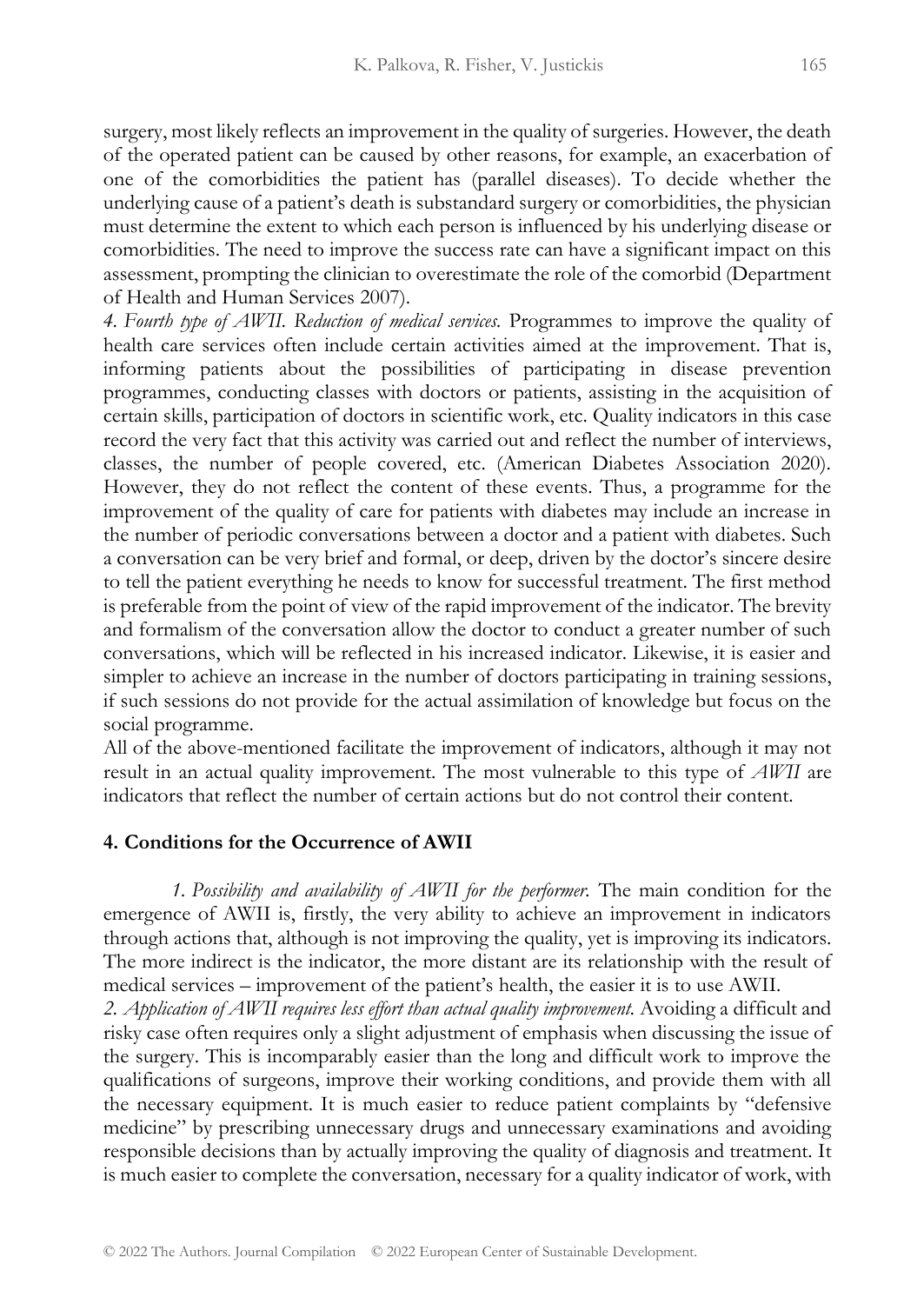surgery, most likely reflects an improvement in the quality of surgeries. However, the death of the operated patient can be caused by other reasons, for example, an exacerbation of one of the comorbidities the patient has (parallel diseases). To decide whether the underlying cause of a patient's death is substandard surgery or comorbidities, the physician must determine the extent to which each person is influenced by his underlying disease or comorbidities. The need to improve the success rate can have a significant impact on this assessment, prompting the clinician to overestimate the role of the comorbid (Department of Health and Human Services 2007).

*4. Fourth type of AWII. Reduction of medical services.* Programmes to improve the quality of health care services often include certain activities aimed at the improvement. That is, informing patients about the possibilities of participating in disease prevention programmes, conducting classes with doctors or patients, assisting in the acquisition of certain skills, participation of doctors in scientific work, etc. Quality indicators in this case record the very fact that this activity was carried out and reflect the number of interviews, classes, the number of people covered, etc. (American Diabetes Association 2020). However, they do not reflect the content of these events. Thus, a programme for the improvement of the quality of care for patients with diabetes may include an increase in the number of periodic conversations between a doctor and a patient with diabetes. Such a conversation can be very brief and formal, or deep, driven by the doctor's sincere desire to tell the patient everything he needs to know for successful treatment. The first method is preferable from the point of view of the rapid improvement of the indicator. The brevity and formalism of the conversation allow the doctor to conduct a greater number of such conversations, which will be reflected in his increased indicator. Likewise, it is easier and simpler to achieve an increase in the number of doctors participating in training sessions, if such sessions do not provide for the actual assimilation of knowledge but focus on the social programme.

All of the above-mentioned facilitate the improvement of indicators, although it may not result in an actual quality improvement. The most vulnerable to this type of *AWII* are indicators that reflect the number of certain actions but do not control their content.

## 4. Conditions for the Occurrence of AWII

*1. Possibility and availability of AWII for the performer.* The main condition for the emergence of AWII is, firstly, the very ability to achieve an improvement in indicators through actions that, although is not improving the quality, yet is improving its indicators. The more indirect is the indicator, the more distant are its relationship with the result of medical services – improvement of the patient's health, the easier it is to use AWII.

*2. Application of AWII requires less effort than actual quality improvement.* Avoiding a difficult and risky case often requires only a slight adjustment of emphasis when discussing the issue of the surgery. This is incomparably easier than the long and difficult work to improve the qualifications of surgeons, improve their working conditions, and provide them with all the necessary equipment. It is much easier to reduce patient complaints by "defensive medicine" by prescribing unnecessary drugs and unnecessary examinations and avoiding responsible decisions than by actually improving the quality of diagnosis and treatment. It is much easier to complete the conversation, necessary for a quality indicator of work, with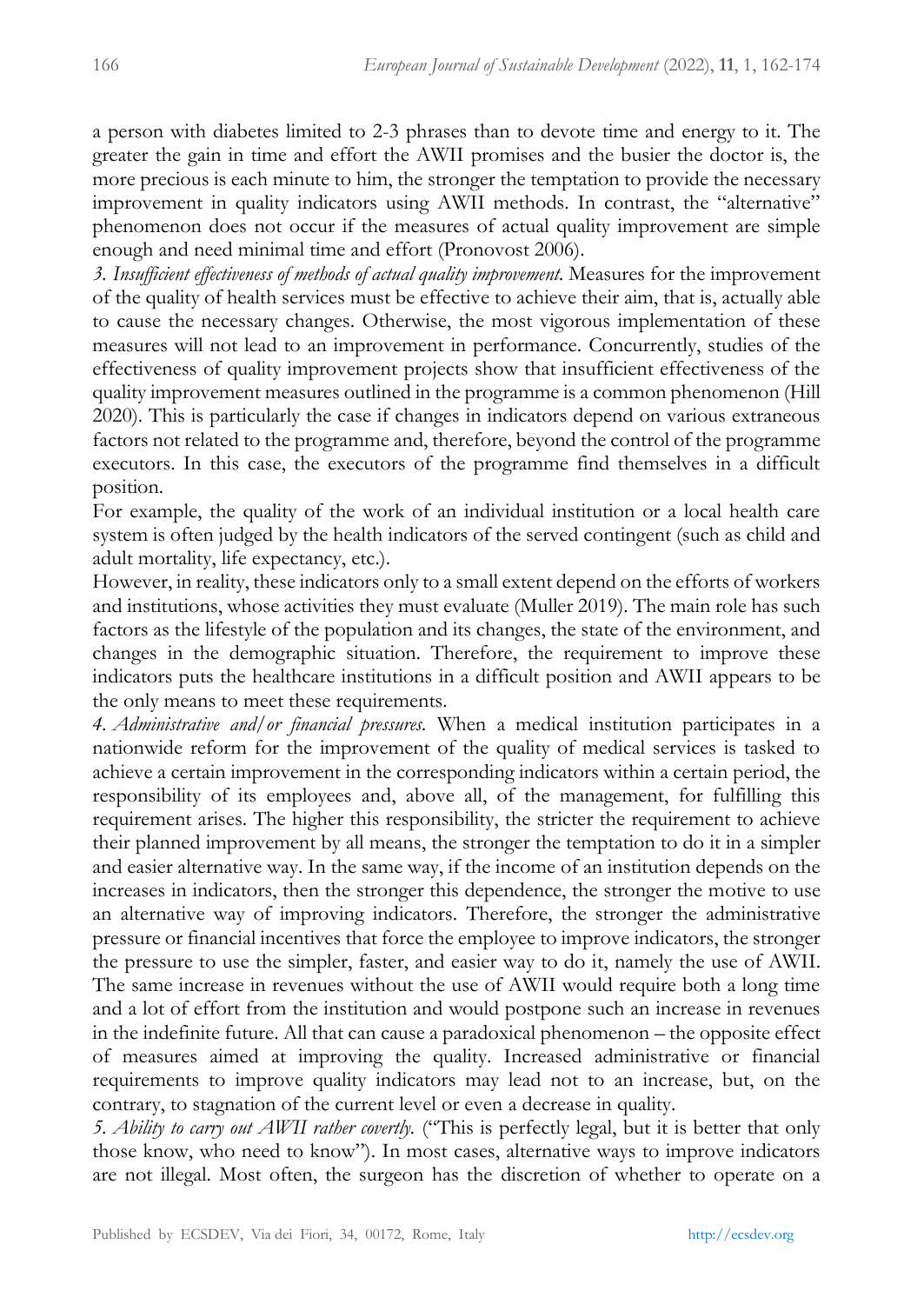a person with diabetes limited to 2-3 phrases than to devote time and energy to it. The greater the gain in time and effort the AWII promises and the busier the doctor is, the more precious is each minute to him, the stronger the temptation to provide the necessary improvement in quality indicators using AWII methods. In contrast, the "alternative" phenomenon does not occur if the measures of actual quality improvement are simple enough and need minimal time and effort (Pronovost 2006).

*3. Insufficient effectiveness of methods of actual quality improvement.* Measures for the improvement of the quality of health services must be effective to achieve their aim, that is, actually able to cause the necessary changes. Otherwise, the most vigorous implementation of these measures will not lead to an improvement in performance. Concurrently, studies of the effectiveness of quality improvement projects show that insufficient effectiveness of the quality improvement measures outlined in the programme is a common phenomenon (Hill 2020). This is particularly the case if changes in indicators depend on various extraneous factors not related to the programme and, therefore, beyond the control of the programme executors. In this case, the executors of the programme find themselves in a difficult position.

For example, the quality of the work of an individual institution or a local health care system is often judged by the health indicators of the served contingent (such as child and adult mortality, life expectancy, etc.).

However, in reality, these indicators only to a small extent depend on the efforts of workers and institutions, whose activities they must evaluate (Muller 2019). The main role has such factors as the lifestyle of the population and its changes, the state of the environment, and changes in the demographic situation. Therefore, the requirement to improve these indicators puts the healthcare institutions in a difficult position and AWII appears to be the only means to meet these requirements.

*4. Administrative and/or financial pressures.* When a medical institution participates in a nationwide reform for the improvement of the quality of medical services is tasked to achieve a certain improvement in the corresponding indicators within a certain period, the responsibility of its employees and, above all, of the management, for fulfilling this requirement arises. The higher this responsibility, the stricter the requirement to achieve their planned improvement by all means, the stronger the temptation to do it in a simpler and easier alternative way. In the same way, if the income of an institution depends on the increases in indicators, then the stronger this dependence, the stronger the motive to use an alternative way of improving indicators. Therefore, the stronger the administrative pressure or financial incentives that force the employee to improve indicators, the stronger the pressure to use the simpler, faster, and easier way to do it, namely the use of AWII. The same increase in revenues without the use of AWII would require both a long time and a lot of effort from the institution and would postpone such an increase in revenues in the indefinite future. All that can cause a paradoxical phenomenon – the opposite effect of measures aimed at improving the quality. Increased administrative or financial requirements to improve quality indicators may lead not to an increase, but, on the contrary, to stagnation of the current level or even a decrease in quality.

*5. Ability to carry out AWII rather covertly.* ("This is perfectly legal, but it is better that only those know, who need to know"). In most cases, alternative ways to improve indicators are not illegal. Most often, the surgeon has the discretion of whether to operate on a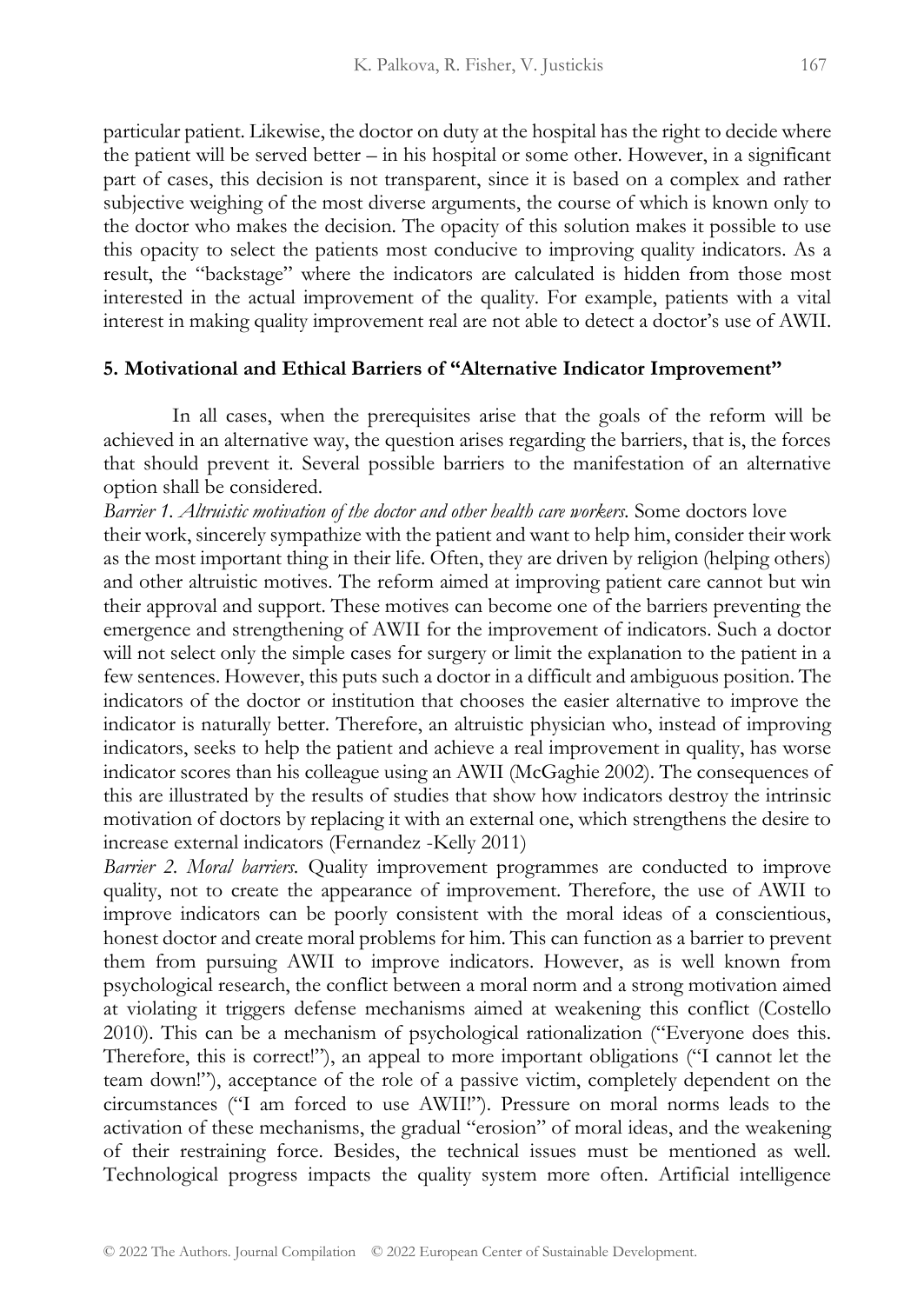particular patient. Likewise, the doctor on duty at the hospital has the right to decide where the patient will be served better – in his hospital or some other. However, in a significant part of cases, this decision is not transparent, since it is based on a complex and rather subjective weighing of the most diverse arguments, the course of which is known only to the doctor who makes the decision. The opacity of this solution makes it possible to use this opacity to select the patients most conducive to improving quality indicators. As a result, the "backstage" where the indicators are calculated is hidden from those most interested in the actual improvement of the quality. For example, patients with a vital interest in making quality improvement real are not able to detect a doctor's use of AWII.

## 5. Motivational and Ethical Barriers of "Alternative Indicator Improvement"

In all cases, when the prerequisites arise that the goals of the reform will be achieved in an alternative way, the question arises regarding the barriers, that is, the forces that should prevent it. Several possible barriers to the manifestation of an alternative option shall be considered.

*Barrier 1. Altruistic motivation of the doctor and other health care workers.* Some doctors love their work, sincerely sympathize with the patient and want to help him, consider their work as the most important thing in their life. Often, they are driven by religion (helping others) and other altruistic motives. The reform aimed at improving patient care cannot but win their approval and support. These motives can become one of the barriers preventing the emergence and strengthening of AWII for the improvement of indicators. Such a doctor will not select only the simple cases for surgery or limit the explanation to the patient in a few sentences. However, this puts such a doctor in a difficult and ambiguous position. The indicators of the doctor or institution that chooses the easier alternative to improve the indicator is naturally better. Therefore, an altruistic physician who, instead of improving indicators, seeks to help the patient and achieve a real improvement in quality, has worse indicator scores than his colleague using an AWII (McGaghie 2002). The consequences of this are illustrated by the results of studies that show how indicators destroy the intrinsic motivation of doctors by replacing it with an external one, which strengthens the desire to increase external indicators (Fernandez -Kelly 2011)

*Barrier 2. Moral barriers.* Quality improvement programmes are conducted to improve quality, not to create the appearance of improvement. Therefore, the use of AWII to improve indicators can be poorly consistent with the moral ideas of a conscientious, honest doctor and create moral problems for him. This can function as a barrier to prevent them from pursuing AWII to improve indicators. However, as is well known from psychological research, the conflict between a moral norm and a strong motivation aimed at violating it triggers defense mechanisms aimed at weakening this conflict (Costello 2010). This can be a mechanism of psychological rationalization ("Everyone does this. Therefore, this is correct!"), an appeal to more important obligations ("I cannot let the team down!"), acceptance of the role of a passive victim, completely dependent on the circumstances ("I am forced to use AWII!"). Pressure on moral norms leads to the activation of these mechanisms, the gradual "erosion" of moral ideas, and the weakening of their restraining force. Besides, the technical issues must be mentioned as well. Technological progress impacts the quality system more often. Artificial intelligence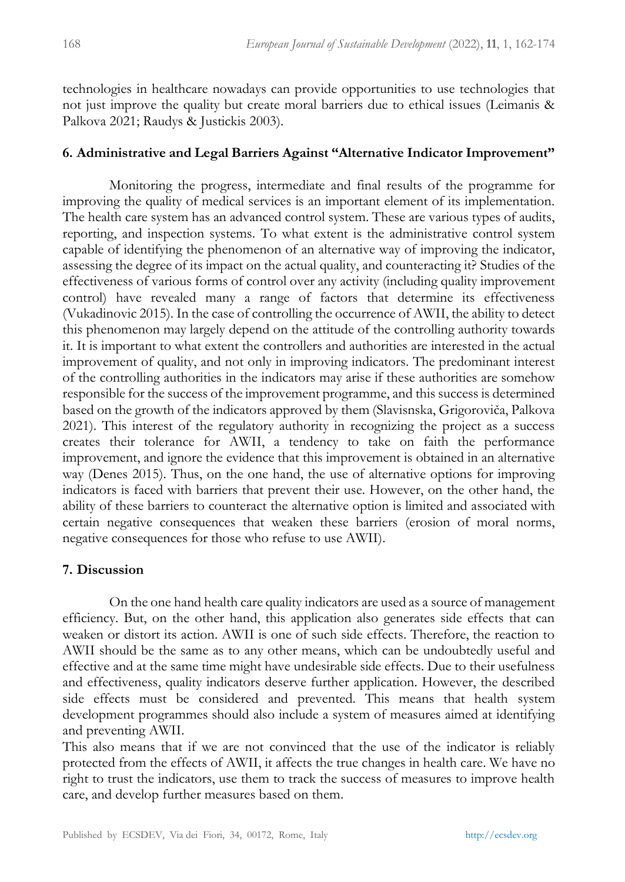technologies in healthcare nowadays can provide opportunities to use technologies that not just improve the quality but create moral barriers due to ethical issues (Leimanis & Palkova 2021; Raudys & Justickis 2003).

## 6. Administrative and Legal Barriers Against "Alternative Indicator Improvement"

Monitoring the progress, intermediate and final results of the programme for improving the quality of medical services is an important element of its implementation. The health care system has an advanced control system. These are various types of audits, reporting, and inspection systems. To what extent is the administrative control system capable of identifying the phenomenon of an alternative way of improving the indicator, assessing the degree of its impact on the actual quality, and counteracting it? Studies of the effectiveness of various forms of control over any activity (including quality improvement control) have revealed many a range of factors that determine its effectiveness (Vukadinovic 2015). In the case of controlling the occurrence of AWII, the ability to detect this phenomenon may largely depend on the attitude of the controlling authority towards it. It is important to what extent the controllers and authorities are interested in the actual improvement of quality, and not only in improving indicators. The predominant interest of the controlling authorities in the indicators may arise if these authorities are somehow responsible for the success of the improvement programme, and this success is determined based on the growth of the indicators approved by them (Slavisnska, Grigoroviča, Palkova 2021). This interest of the regulatory authority in recognizing the project as a success creates their tolerance for AWII, a tendency to take on faith the performance improvement, and ignore the evidence that this improvement is obtained in an alternative way (Denes 2015). Thus, on the one hand, the use of alternative options for improving indicators is faced with barriers that prevent their use. However, on the other hand, the ability of these barriers to counteract the alternative option is limited and associated with certain negative consequences that weaken these barriers (erosion of moral norms, negative consequences for those who refuse to use AWII).

## 7. Discussion

On the one hand health care quality indicators are used as a source of management efficiency. But, on the other hand, this application also generates side effects that can weaken or distort its action. AWII is one of such side effects. Therefore, the reaction to AWII should be the same as to any other means, which can be undoubtedly useful and effective and at the same time might have undesirable side effects. Due to their usefulness and effectiveness, quality indicators deserve further application. However, the described side effects must be considered and prevented. This means that health system development programmes should also include a system of measures aimed at identifying and preventing AWII.

This also means that if we are not convinced that the use of the indicator is reliably protected from the effects of AWII, it affects the true changes in health care. We have no right to trust the indicators, use them to track the success of measures to improve health care, and develop further measures based on them.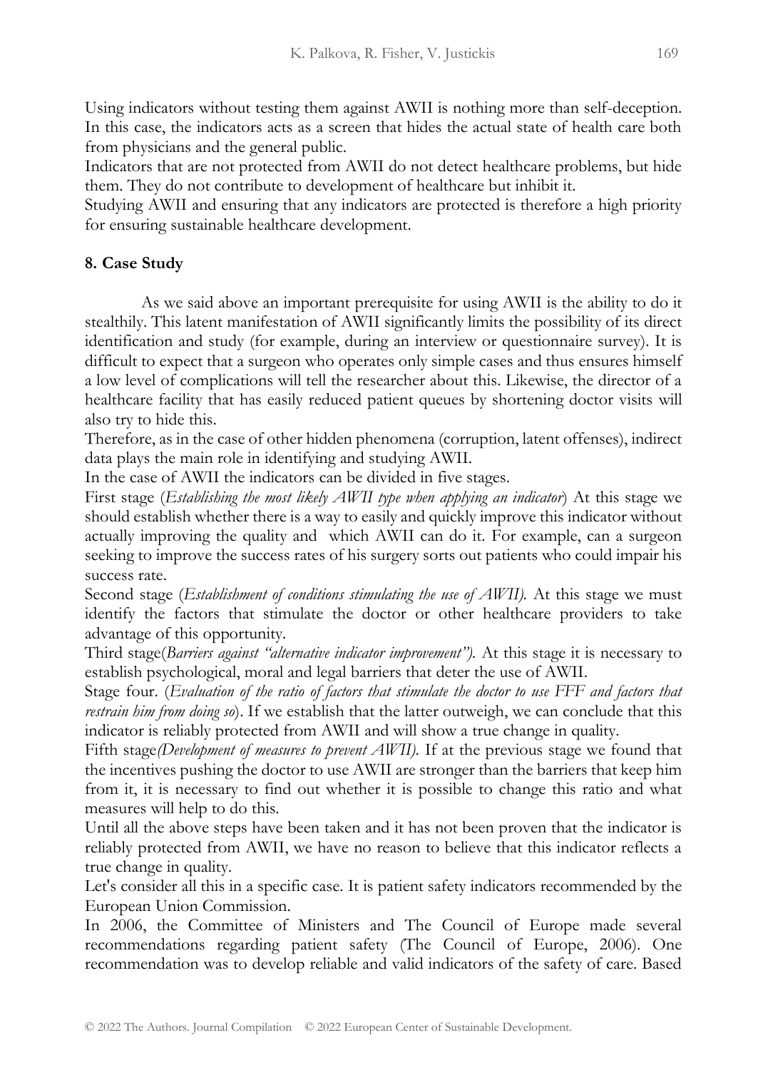Using indicators without testing them against AWII is nothing more than self-deception. In this case, the indicators acts as a screen that hides the actual state of health care both from physicians and the general public.

Indicators that are not protected from AWII do not detect healthcare problems, but hide them. They do not contribute to development of healthcare but inhibit it.

Studying AWII and ensuring that any indicators are protected is therefore a high priority for ensuring sustainable healthcare development.

## 8. Case Study

As we said above an important prerequisite for using AWII is the ability to do it stealthily. This latent manifestation of AWII significantly limits the possibility of its direct identification and study (for example, during an interview or questionnaire survey). It is difficult to expect that a surgeon who operates only simple cases and thus ensures himself a low level of complications will tell the researcher about this. Likewise, the director of a healthcare facility that has easily reduced patient queues by shortening doctor visits will also try to hide this.

Therefore, as in the case of other hidden phenomena (corruption, latent offenses), indirect data plays the main role in identifying and studying AWII.

In the case of AWII the indicators can be divided in five stages.

First stage (*Establishing the most likely AWII type when applying an indicator*) At this stage we should establish whether there is a way to easily and quickly improve this indicator without actually improving the quality and which AWII can do it. For example, can a surgeon seeking to improve the success rates of his surgery sorts out patients who could impair his success rate.

Second stage (*Establishment of conditions stimulating the use of AWII).* At this stage we must identify the factors that stimulate the doctor or other healthcare providers to take advantage of this opportunity.

Third stage(*Barriers against "alternative indicator improvement").* At this stage it is necessary to establish psychological, moral and legal barriers that deter the use of AWII.

Stage four. (*Evaluation of the ratio of factors that stimulate the doctor to use FFF and factors that restrain him from doing so*). If we establish that the latter outweigh, we can conclude that this indicator is reliably protected from AWII and will show a true change in quality.

Fifth stage*(Development of measures to prevent AWII).* If at the previous stage we found that the incentives pushing the doctor to use AWII are stronger than the barriers that keep him from it, it is necessary to find out whether it is possible to change this ratio and what measures will help to do this.

Until all the above steps have been taken and it has not been proven that the indicator is reliably protected from AWII, we have no reason to believe that this indicator reflects a true change in quality.

Let's consider all this in a specific case. It is patient safety indicators recommended by the European Union Commission.

In 2006, the Committee of Ministers and The Council of Europe made several recommendations regarding patient safety (The Council of Europe, 2006). One recommendation was to develop reliable and valid indicators of the safety of care. Based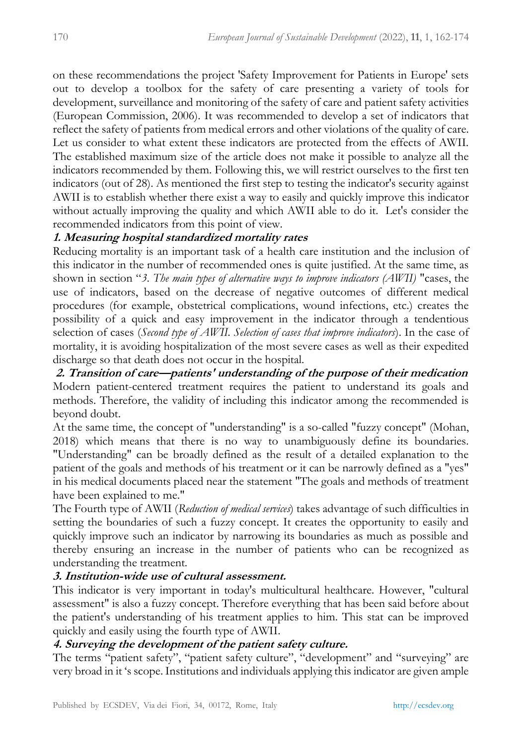on these recommendations the project 'Safety Improvement for Patients in Europe' sets out to develop a toolbox for the safety of care presenting a variety of tools for development, surveillance and monitoring of the safety of care and patient safety activities (European Commission, 2006). It was recommended to develop a set of indicators that reflect the safety of patients from medical errors and other violations of the quality of care. Let us consider to what extent these indicators are protected from the effects of AWII. The established maximum size of the article does not make it possible to analyze all the indicators recommended by them. Following this, we will restrict ourselves to the first ten indicators (out of 28). As mentioned the first step to testing the indicator's security against AWII is to establish whether there exist a way to easily and quickly improve this indicator without actually improving the quality and which AWII able to do it. Let's consider the recommended indicators from this point of view.

***1. Measuring hospital standardized mortality rates***

Reducing mortality is an important task of a health care institution and the inclusion of this indicator in the number of recommended ones is quite justified. At the same time, as shown in section "*3. The main types of alternative ways to improve indicators (AWII)* "cases, the use of indicators, based on the decrease of negative outcomes of different medical procedures (for example, obstetrical complications, wound infections, etc.) creates the possibility of a quick and easy improvement in the indicator through a tendentious selection of cases (*Second type of AWII. Selection of cases that improve indicators*). In the case of mortality, it is avoiding hospitalization of the most severe cases as well as their expedited discharge so that death does not occur in the hospital.

***2. Transition of care—patients' understanding of the purpose of their medication***

Modern patient-centered treatment requires the patient to understand its goals and methods. Therefore, the validity of including this indicator among the recommended is beyond doubt.

At the same time, the concept of "understanding" is a so-called "fuzzy concept" (Mohan, 2018) which means that there is no way to unambiguously define its boundaries. "Understanding" can be broadly defined as the result of a detailed explanation to the patient of the goals and methods of his treatment or it can be narrowly defined as a "yes" in his medical documents placed near the statement "The goals and methods of treatment have been explained to me."

The Fourth type of AWII (*Reduction of medical services*) takes advantage of such difficulties in setting the boundaries of such a fuzzy concept. It creates the opportunity to easily and quickly improve such an indicator by narrowing its boundaries as much as possible and thereby ensuring an increase in the number of patients who can be recognized as understanding the treatment.

***3. Institution-wide use of cultural assessment.***

This indicator is very important in today's multicultural healthcare. However, "cultural assessment" is also a fuzzy concept. Therefore everything that has been said before about the patient's understanding of his treatment applies to him. This stat can be improved quickly and easily using the fourth type of AWII.

***4. Surveying the development of the patient safety culture.***

The terms "patient safety", "patient safety culture", "development" and "surveying" are very broad in it 's scope. Institutions and individuals applying this indicator are given ample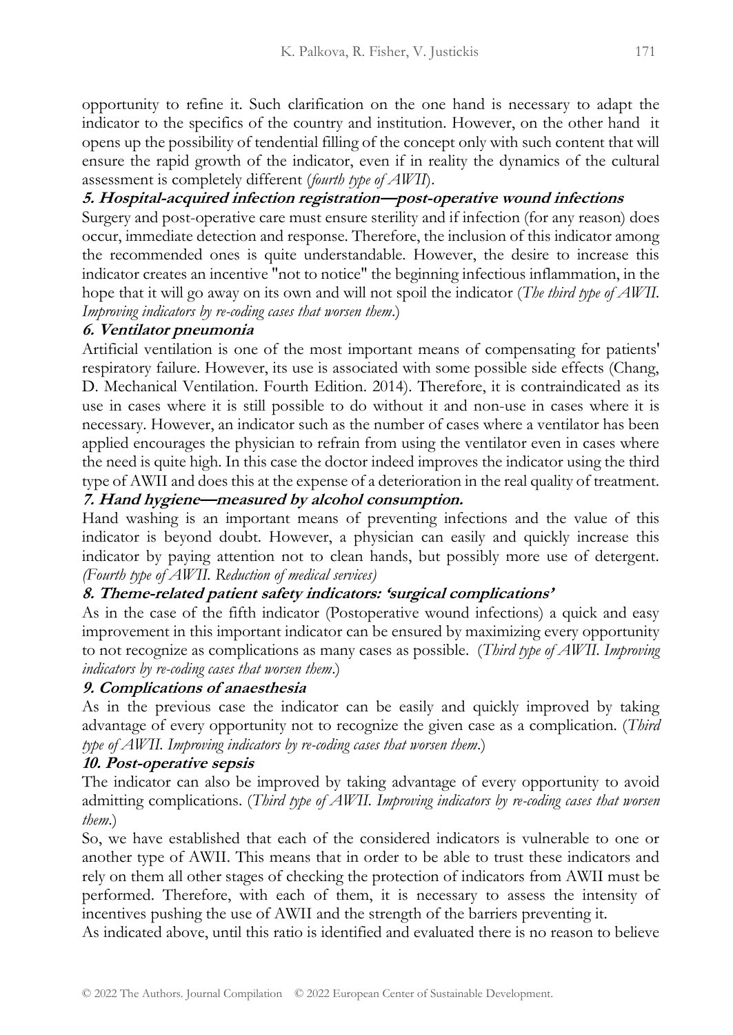opportunity to refine it. Such clarification on the one hand is necessary to adapt the indicator to the specifics of the country and institution. However, on the other hand it opens up the possibility of tendential filling of the concept only with such content that will ensure the rapid growth of the indicator, even if in reality the dynamics of the cultural assessment is completely different (*fourth type of AWII*).

### 5. Hospital-acquired infection registration—post-operative wound infections

Surgery and post-operative care must ensure sterility and if infection (for any reason) does occur, immediate detection and response. Therefore, the inclusion of this indicator among the recommended ones is quite understandable. However, the desire to increase this indicator creates an incentive "not to notice" the beginning infectious inflammation, in the hope that it will go away on its own and will not spoil the indicator (*The third type of AWII. Improving indicators by re-coding cases that worsen them*.)

### 6. Ventilator pneumonia

Artificial ventilation is one of the most important means of compensating for patients' respiratory failure. However, its use is associated with some possible side effects (Chang, D. Mechanical Ventilation. Fourth Edition. 2014). Therefore, it is contraindicated as its use in cases where it is still possible to do without it and non-use in cases where it is necessary. However, an indicator such as the number of cases where a ventilator has been applied encourages the physician to refrain from using the ventilator even in cases where the need is quite high. In this case the doctor indeed improves the indicator using the third type of AWII and does this at the expense of a deterioration in the real quality of treatment.

### 7. Hand hygiene—measured by alcohol consumption.

Hand washing is an important means of preventing infections and the value of this indicator is beyond doubt. However, a physician can easily and quickly increase this indicator by paying attention not to clean hands, but possibly more use of detergent. *(Fourth type of AWII. Reduction of medical services)*

### 8. Theme-related patient safety indicators: 'surgical complications'

As in the case of the fifth indicator (Postoperative wound infections) a quick and easy improvement in this important indicator can be ensured by maximizing every opportunity to not recognize as complications as many cases as possible. (*Third type of AWII. Improving indicators by re-coding cases that worsen them*.)

### 9. Complications of anaesthesia

As in the previous case the indicator can be easily and quickly improved by taking advantage of every opportunity not to recognize the given case as a complication. (*Third type of AWII. Improving indicators by re-coding cases that worsen them*.)

### 10. Post-operative sepsis

The indicator can also be improved by taking advantage of every opportunity to avoid admitting complications. (*Third type of AWII. Improving indicators by re-coding cases that worsen them*.)

So, we have established that each of the considered indicators is vulnerable to one or another type of AWII. This means that in order to be able to trust these indicators and rely on them all other stages of checking the protection of indicators from AWII must be performed. Therefore, with each of them, it is necessary to assess the intensity of incentives pushing the use of AWII and the strength of the barriers preventing it.

As indicated above, until this ratio is identified and evaluated there is no reason to believe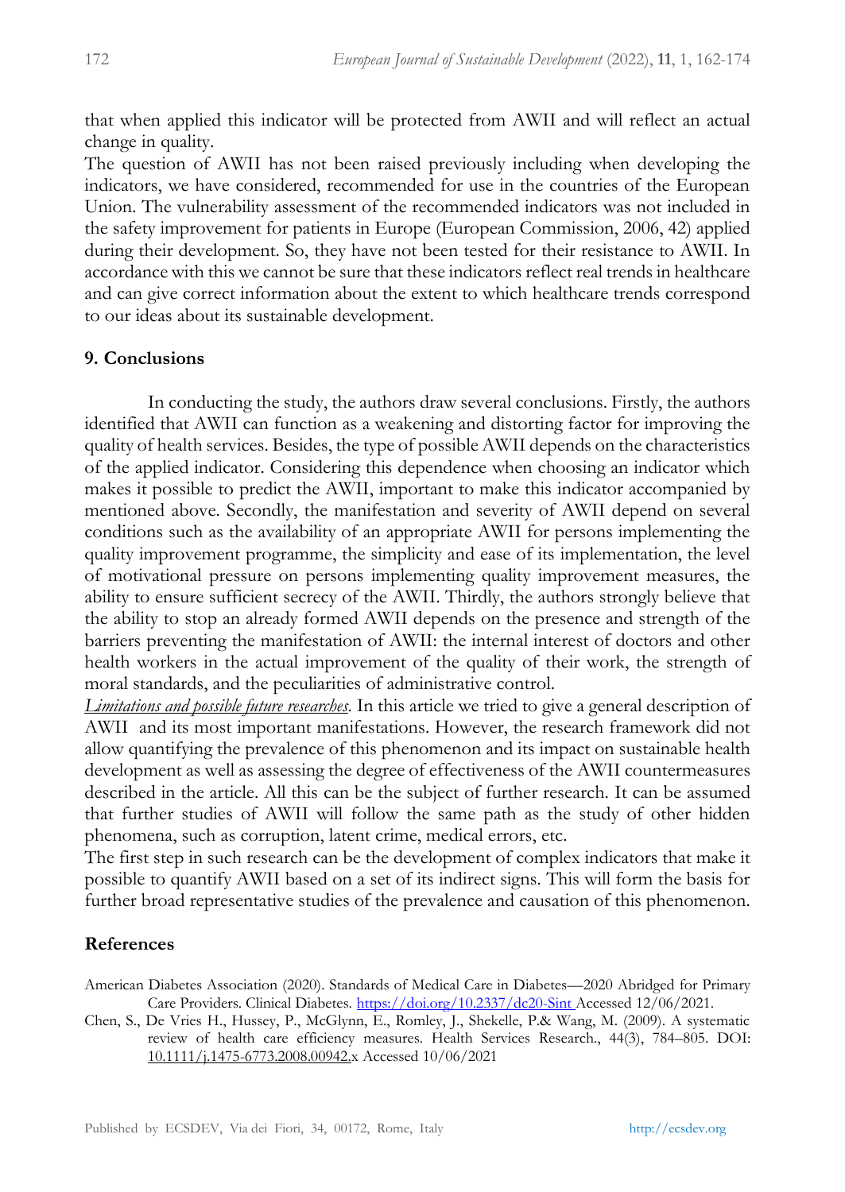that when applied this indicator will be protected from AWII and will reflect an actual change in quality.

The question of AWII has not been raised previously including when developing the indicators, we have considered, recommended for use in the countries of the European Union. The vulnerability assessment of the recommended indicators was not included in the safety improvement for patients in Europe (European Commission, 2006, 42) applied during their development. So, they have not been tested for their resistance to AWII. In accordance with this we cannot be sure that these indicators reflect real trends in healthcare and can give correct information about the extent to which healthcare trends correspond to our ideas about its sustainable development.

## 9. Conclusions

In conducting the study, the authors draw several conclusions. Firstly, the authors identified that AWII can function as a weakening and distorting factor for improving the quality of health services. Besides, the type of possible AWII depends on the characteristics of the applied indicator. Considering this dependence when choosing an indicator which makes it possible to predict the AWII, important to make this indicator accompanied by mentioned above. Secondly, the manifestation and severity of AWII depend on several conditions such as the availability of an appropriate AWII for persons implementing the quality improvement programme, the simplicity and ease of its implementation, the level of motivational pressure on persons implementing quality improvement measures, the ability to ensure sufficient secrecy of the AWII. Thirdly, the authors strongly believe that the ability to stop an already formed AWII depends on the presence and strength of the barriers preventing the manifestation of AWII: the internal interest of doctors and other health workers in the actual improvement of the quality of their work, the strength of moral standards, and the peculiarities of administrative control.

*Limitations and possible future researches.* In this article we tried to give a general description of AWII and its most important manifestations. However, the research framework did not allow quantifying the prevalence of this phenomenon and its impact on sustainable health development as well as assessing the degree of effectiveness of the AWII countermeasures described in the article. All this can be the subject of further research. It can be assumed that further studies of AWII will follow the same path as the study of other hidden phenomena, such as corruption, latent crime, medical errors, etc.

The first step in such research can be the development of complex indicators that make it possible to quantify AWII based on a set of its indirect signs. This will form the basis for further broad representative studies of the prevalence and causation of this phenomenon.

## References

American Diabetes Association (2020). Standards of Medical Care in Diabetes—2020 Abridged for Primary Care Providers. Clinical Diabetes. https://doi.org/10.2337/dc20-Sint Accessed 12/06/2021.

Chen, S., De Vries H., Hussey, P., McGlynn, E., Romley, J., Shekelle, P.& Wang, M. (2009). A systematic review of health care efficiency measures. Health Services Research., 44(3), 784–805. DOI: 10.1111/j.1475-6773.2008.00942.x Accessed 10/06/2021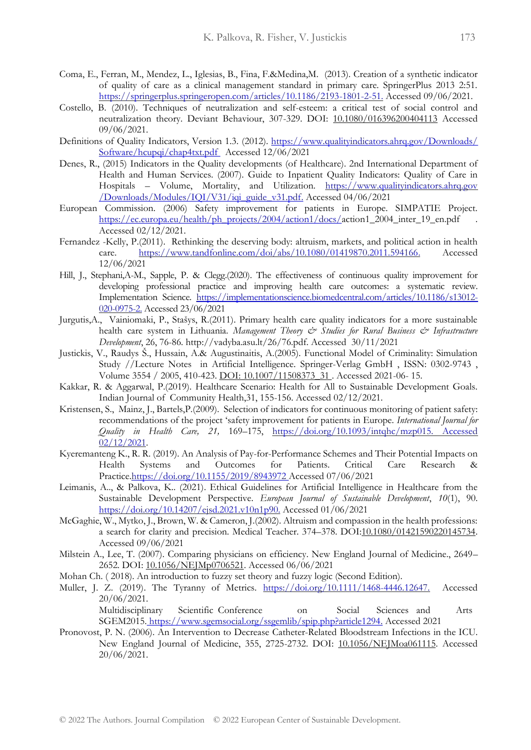Coma, E., Ferran, M., Mendez, L., Iglesias, B., Fina, F.&Medina,M. (2013). Creation of a synthetic indicator of quality of care as a clinical management standard in primary care. SpringerPlus 2013 2:51. https://springerplus.springeropen.com/articles/10.1186/2193-1801-2-51. Accessed 09/06/2021.

Costello, B. (2010). Techniques of neutralization and self-esteem: a critical test of social control and neutralization theory. Deviant Behaviour, 307-329. DOI: 10.1080/016396200404113 Accessed 09/06/2021.

Definitions of Quality Indicators, Version 1.3. (2012). https://www.qualityindicators.ahrq.gov/Downloads/Software/hcupqi/chap4txt.pdf Accessed 12/06/2021

Denes, R., (2015) Indicators in the Quality developments (of Healthcare). 2nd International Department of Health and Human Services. (2007). Guide to Inpatient Quality Indicators: Quality of Care in Hospitals – Volume, Mortality, and Utilization. https://www.qualityindicators.ahrq.gov/Downloads/Modules/IQI/V31/iqi_guide_v31.pdf. Accessed 04/06/2021

European Commission. (2006) Safety improvement for patients in Europe. SIMPATIE Project. https://ec.europa.eu/health/ph_projects/2004/action1/docs/action1_2004_inter_19_en.pdf . Accessed 02/12/2021.

Fernandez -Kelly, P.(2011). Rethinking the deserving body: altruism, markets, and political action in health care. https://www.tandfonline.com/doi/abs/10.1080/01419870.2011.594166. Accessed 12/06/2021

Hill, J., Stephani,A-M., Sapple, P. & Clegg.(2020). The effectiveness of continuous quality improvement for developing professional practice and improving health care outcomes: a systematic review. Implementation Science. https://implementationscience.biomedcentral.com/articles/10.1186/s13012-020-0975-2. Accessed 23/06/2021

Jurgutis,A., Vainiomaki, P., Stašys, R.(2011). Primary health care quality indicators for a more sustainable health care system in Lithuania. *Management Theory & Studies for Rural Business & Infrastructure Development*, 26, 76-86. http://vadyba.asu.lt/26/76.pdf. Accessed 30/11/2021

Justickis, V., Raudys Š., Hussain, A.& Augustinaitis, A.(2005). Functional Model of Criminality: Simulation Study //Lecture Notes in Artificial Intelligence. Springer-Verlag GmbH , ISSN: 0302-9743 , Volume 3554 / 2005, 410-423. DOI: 10.1007/11508373_31 . Accessed 2021-06- 15.

Kakkar, R. & Aggarwal, P.(2019). Healthcare Scenario: Health for All to Sustainable Development Goals. Indian Journal of Community Health,31, 155-156. Accessed 02/12/2021.

Kristensen, S., Mainz, J., Bartels,P.(2009). Selection of indicators for continuous monitoring of patient safety: recommendations of the project 'safety improvement for patients in Europe. *International Journal for Quality in Health Care, 21,* 169–175, https://doi.org/10.1093/intqhc/mzp015. Accessed 02/12/2021.

Kyeremanteng K., R. R. (2019). An Analysis of Pay-for-Performance Schemes and Their Potential Impacts on Health Systems and Outcomes for Patients. Critical Care Research & Practice.https://doi.org/10.1155/2019/8943972 Accessed 07/06/2021

Leimanis, A.., & Palkova, K.. (2021). Ethical Guidelines for Artificial Intelligence in Healthcare from the Sustainable Development Perspective. *European Journal of Sustainable Development*, *10*(1), 90. https://doi.org/10.14207/ejsd.2021.v10n1p90. Accessed 01/06/2021

McGaghie, W., Mytko, J., Brown, W. & Cameron, J.(2002). Altruism and compassion in the health professions: a search for clarity and precision. Medical Teacher. 374–378. DOI:10.1080/01421590220145734. Accessed 09/06/2021

Milstein A., Lee, T. (2007). Comparing physicians on efficiency. New England Journal of Medicine., 2649–2652. DOI: 10.1056/NEJMp0706521. Accessed 06/06/2021

Mohan Ch. ( 2018). An introduction to fuzzy set theory and fuzzy logic (Second Edition).

Muller, J. Z. (2019). The Tyranny of Metrics. https://doi.org/10.1111/1468-4446.12647. Accessed 20/06/2021.
Multidisciplinary Scientific Conference on Social Sciences and Arts SGEM2015. https://www.sgemsocial.org/ssgemlib/spip.php?article1294. Accessed 2021

Pronovost, P. N. (2006). An Intervention to Decrease Catheter-Related Bloodstream Infections in the ICU. New England Journal of Medicine, 355, 2725-2732. DOI: 10.1056/NEJMoa061115. Accessed 20/06/2021.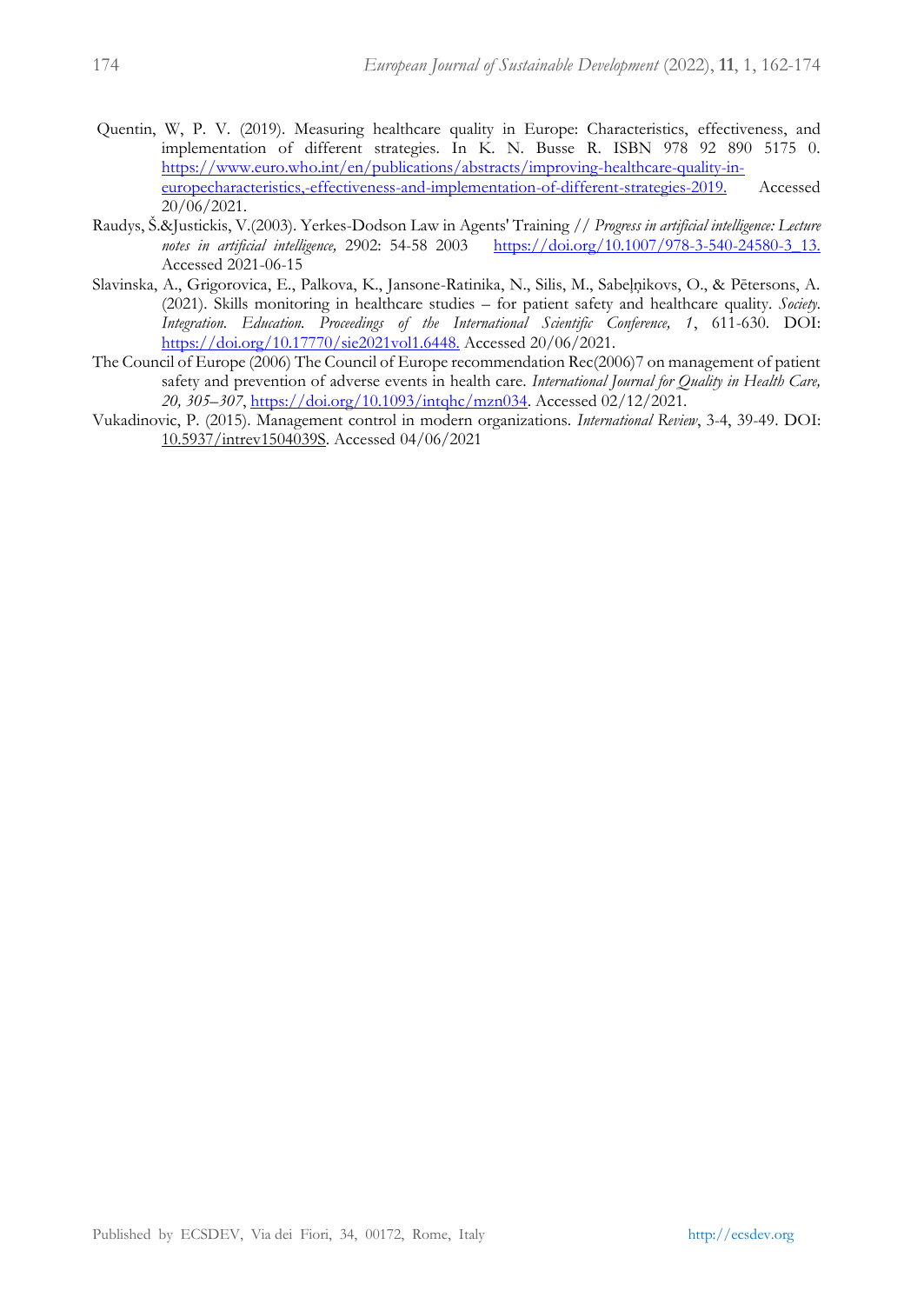Quentin, W, P. V. (2019). Measuring healthcare quality in Europe: Characteristics, effectiveness, and implementation of different strategies. In K. N. Busse R. ISBN 978 92 890 5175 0. https://www.euro.who.int/en/publications/abstracts/improving-healthcare-quality-in-europecharacteristics,-effectiveness-and-implementation-of-different-strategies-2019. Accessed 20/06/2021.

Raudys, Š.&Justickis, V.(2003). Yerkes-Dodson Law in Agents' Training // *Progress in artificial intelligence: Lecture notes in artificial intelligence,* 2902: 54-58 2003 https://doi.org/10.1007/978-3-540-24580-3_13. Accessed 2021-06-15

Slavinska, A., Grigorovica, E., Palkova, K., Jansone-Ratinika, N., Silis, M., Sabeļņikovs, O., & Pētersons, A. (2021). Skills monitoring in healthcare studies – for patient safety and healthcare quality. *Society. Integration. Education. Proceedings of the International Scientific Conference, 1*, 611-630. DOI: https://doi.org/10.17770/sie2021vol1.6448. Accessed 20/06/2021.

The Council of Europe (2006) The Council of Europe recommendation Rec(2006)7 on management of patient safety and prevention of adverse events in health care. *International Journal for Quality in Health Care, 20, 305–307*, https://doi.org/10.1093/intqhc/mzn034. Accessed 02/12/2021.

Vukadinovic, P. (2015). Management control in modern organizations. *International Review*, 3-4, 39-49. DOI: 10.5937/intrev1504039S. Accessed 04/06/2021